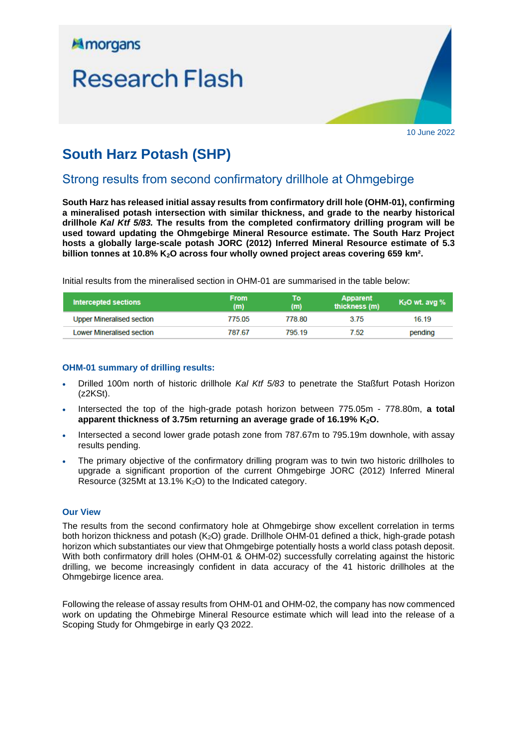morgans

Research Flash

10 June 2022

# South Harz Potash (SHP)

## Strong results from second confirmatory drillhole at Ohmgebirge

**South Harz has released initial assay results from confirmatory drill hole (OHM-01), confirming a mineralised potash intersection with similar thickness, and grade to the nearby historical drillhole *Kal Ktf 5/83.* The results from the completed confirmatory drilling program will be used toward updating the Ohmgebirge Mineral Resource estimate. The South Harz Project hosts a globally large-scale potash JORC (2012) Inferred Mineral Resource estimate of 5.3 billion tonnes at 10.8% $K_2O$ across four wholly owned project areas covering 659 km².**

Initial results from the mineralised section in OHM-01 are summarised in the table below:

| Intercepted sections | From (m) | To (m) | Apparent thickness (m) | $K_2O$ wt. avg % |
|---|---|---|---|---|
| Upper Mineralised section | 775.05 | 778.80 | 3.75 | 16.19 |
| Lower Mineralised section | 787.67 | 795.19 | 7.52 | pending |

### OHM-01 summary of drilling results:

- Drilled 100m north of historic drillhole *Kal Ktf 5/83* to penetrate the Staßfurt Potash Horizon (z2KSt).
- Intersected the top of the high-grade potash horizon between 775.05m - 778.80m, **a total apparent thickness of 3.75m returning an average grade of 16.19% $K_2O$.**
- Intersected a second lower grade potash zone from 787.67m to 795.19m downhole, with assay results pending.
- The primary objective of the confirmatory drilling program was to twin two historic drillholes to upgrade a significant proportion of the current Ohmgebirge JORC (2012) Inferred Mineral Resource (325Mt at 13.1% $K_2O$) to the Indicated category.

### Our View

The results from the second confirmatory hole at Ohmgebirge show excellent correlation in terms both horizon thickness and potash ($K_2O$) grade. Drillhole OHM-01 defined a thick, high-grade potash horizon which substantiates our view that Ohmgebirge potentially hosts a world class potash deposit. With both confirmatory drill holes (OHM-01 & OHM-02) successfully correlating against the historic drilling, we become increasingly confident in data accuracy of the 41 historic drillholes at the Ohmgebirge licence area.

Following the release of assay results from OHM-01 and OHM-02, the company has now commenced work on updating the Ohmebirge Mineral Resource estimate which will lead into the release of a Scoping Study for Ohmgebirge in early Q3 2022.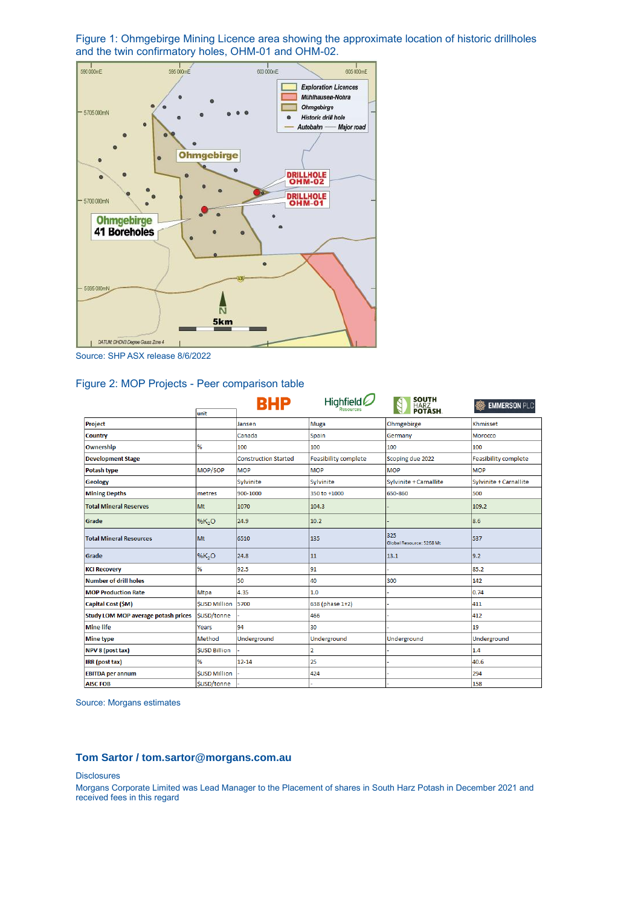Figure 1: Ohmgebirge Mining Licence area showing the approximate location of historic drillholes and the twin confirmatory holes, OHM-01 and OHM-02.

590 000mE
595 000mE
600 000mE
605 000mE
5705 000mN
5700 000mN
5695 000mN
Exploration Licences
Mühlhausen-Nohra
Ohmgebirge
Historic drill hole
Autobahn
Major road
Ohmgebirge
DRILLHOLE OHM-02
DRILLHOLE OHM-01
Ohmgebirge 41 Boreholes
N
5km
DATUM: DHDN3 Degree Gauss Zone 4

Source: SHP ASX release 8/6/2022

Figure 2: MOP Projects - Peer comparison table

| | unit | BHP | Highfield Resources | SOUTH HARZ POTASH | EMMERSON PLC |
|---|---|---|---|---|---|
| **Project** | | Jansen | Muga | Ohmgebirge | Khmisset |
| **Country** | | Canada | Spain | Germany | Morocco |
| **Ownership** | % | 100 | 100 | 100 | 100 |
| **Development Stage** | | Construction Started | Feasibility complete | Scoping due 2022 | Feasibility complete |
| **Potash type** | MOP/SOP | MOP | MOP | MOP | MOP |
| **Geology** | | Sylvinite | Sylvinite | Sylvinite + Carnallite | Sylvinite + Carnallite |
| **Mining Depths** | metres | 900-1000 | 350 to +1000 | 650-860 | 500 |
| **Total Mineral Reserves** | Mt | 1070 | 104.3 | - | 109.2 |
| **Grade** | $\%K_2O$ | 24.9 | 10.2 | - | 8.6 |
| **Total Mineral Resources** | Mt | 6510 | 135 | 325 Global Resource: 5268 Mt | 537 |
| **Grade** | $\%K_2O$ | 24.8 | 11 | 13.1 | 9.2 |
| **KCl Recovery** | % | 92.5 | 91 | - | 85.2 |
| **Number of drill holes** | | 50 | 40 | 300 | 142 |
| **MOP Production Rate** | Mtpa | 4.35 | 1.0 | - | 0.74 |
| **Capital Cost ($M)** | $USD Million | 5700 | 638 (phase 1+2) | - | 411 |
| **Study LOM MOP average potash prices** | $USD/tonne | - | 466 | - | 412 |
| **Mine life** | Years | 94 | 30 | - | 19 |
| **Mine type** | Method | Underground | Underground | Underground | Underground |
| **NPV 8 (post tax)** | $USD Billion | - | 2 | - | 1.4 |
| **IRR (post tax)** | % | 12-14 | 25 | - | 40.6 |
| **EBITDA per annum** | $USD Million | - | 424 | - | 294 |
| **AISC FOB** | $USD/tonne | - | - | - | 158 |

Source: Morgans estimates

## Tom Sartor / tom.sartor@morgans.com.au

Disclosures

Morgans Corporate Limited was Lead Manager to the Placement of shares in South Harz Potash in December 2021 and received fees in this regard